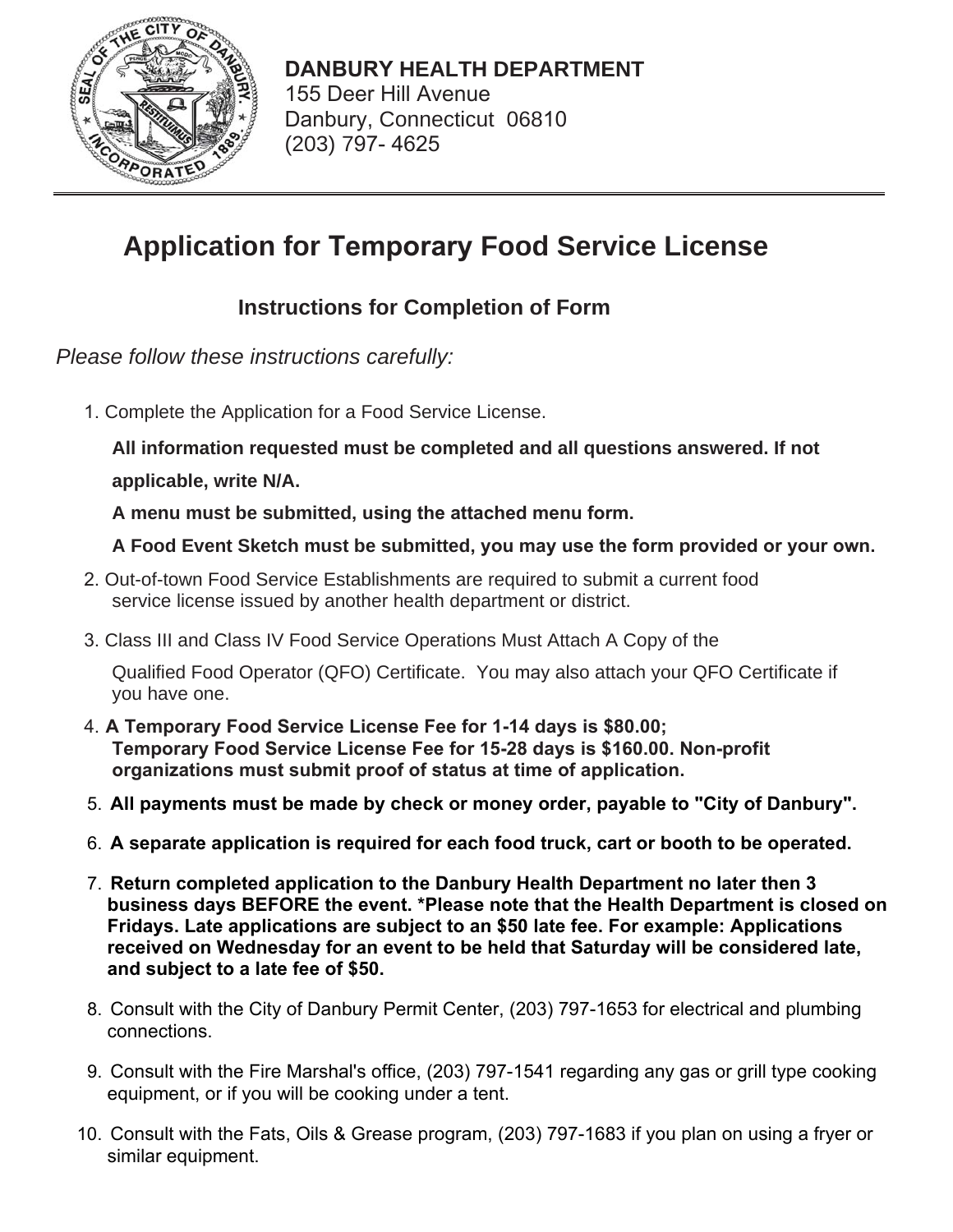**DANBURY HEALTH DEPARTMENT**
155 Deer Hill Avenue
Danbury, Connecticut 06810
(203) 797- 4625

# Application for Temporary Food Service License

## Instructions for Completion of Form

*Please follow these instructions carefully:*

1. Complete the Application for a Food Service License.

   **All information requested must be completed and all questions answered. If not applicable, write N/A.**

   **A menu must be submitted, using the attached menu form.**

   **A Food Event Sketch must be submitted, you may use the form provided or your own.**

2. Out-of-town Food Service Establishments are required to submit a current food service license issued by another health department or district.

3. Class III and Class IV Food Service Operations Must Attach A Copy of the Qualified Food Operator (QFO) Certificate. You may also attach your QFO Certificate if you have one.

4. **A Temporary Food Service License Fee for 1-14 days is $80.00; Temporary Food Service License Fee for 15-28 days is $160.00. Non-profit organizations must submit proof of status at time of application.**

5. **All payments must be made by check or money order, payable to "City of Danbury".**

6. **A separate application is required for each food truck, cart or booth to be operated.**

7. **Return completed application to the Danbury Health Department no later then 3 business days BEFORE the event. *Please note that the Health Department is closed on Fridays. Late applications are subject to an $50 late fee. For example: Applications received on Wednesday for an event to be held that Saturday will be considered late, and subject to a late fee of $50.**

8. Consult with the City of Danbury Permit Center, (203) 797-1653 for electrical and plumbing connections.

9. Consult with the Fire Marshal's office, (203) 797-1541 regarding any gas or grill type cooking equipment, or if you will be cooking under a tent.

10. Consult with the Fats, Oils & Grease program, (203) 797-1683 if you plan on using a fryer or similar equipment.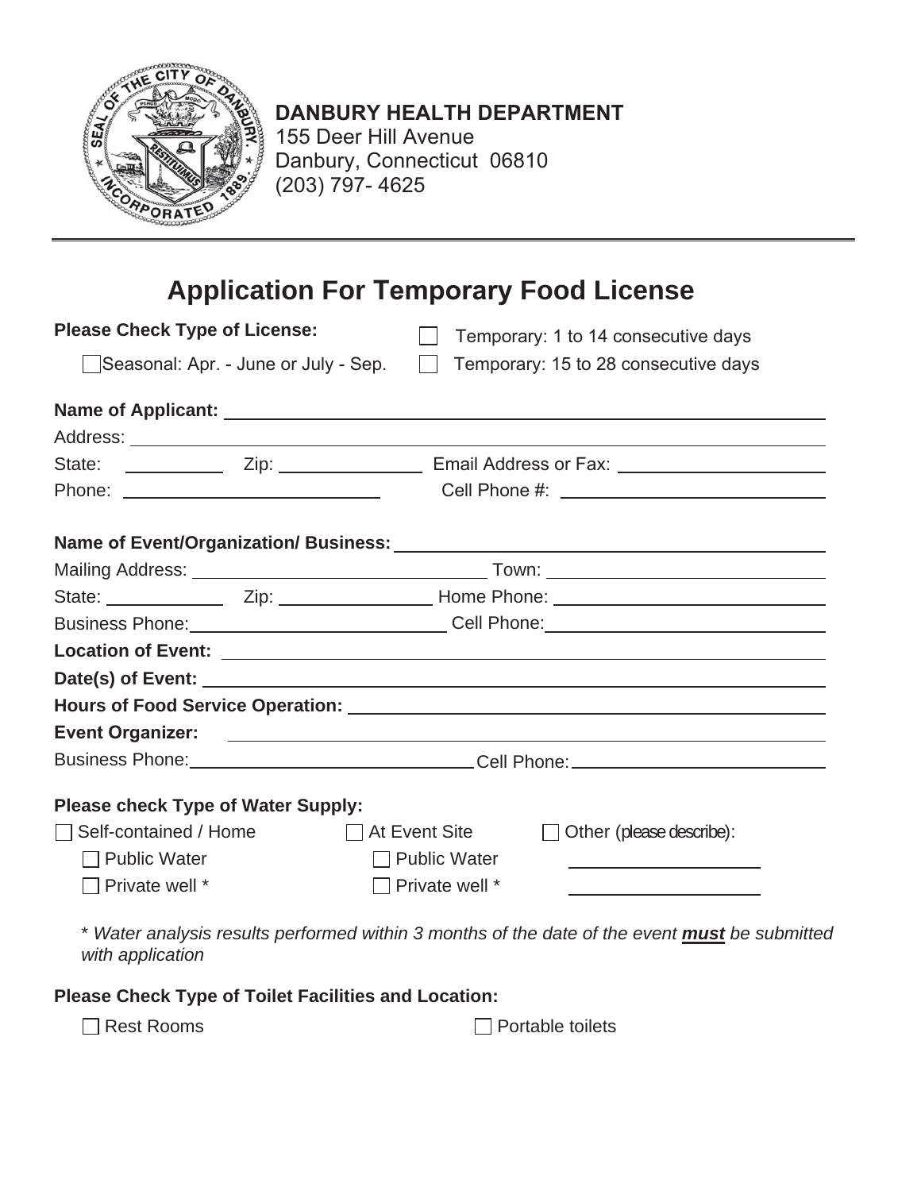**DANBURY HEALTH DEPARTMENT**
155 Deer Hill Avenue
Danbury, Connecticut 06810
(203) 797- 4625

---

# Application For Temporary Food License

**Please Check Type of License:**

☐ Temporary: 1 to 14 consecutive days

☐ Seasonal: Apr. - June or July - Sep.

☐ Temporary: 15 to 28 consecutive days

**Name of Applicant:** ______________________________

Address: ______________________________

State: __________ Zip: ______________ Email Address or Fax: ____________________

Phone: ________________________ Cell Phone #: ________________________

**Name of Event/Organization/ Business:** ______________________________

Mailing Address: ____________________________ Town: ____________________________

State: ____________ Zip: ______________ Home Phone: __________________________

Business Phone: ________________________ Cell Phone: __________________________

**Location of Event:** ______________________________

**Date(s) of Event:** ______________________________

**Hours of Food Service Operation:** ______________________________

**Event Organizer:** ______________________________

Business Phone: __________________________ Cell Phone: ________________________

**Please check Type of Water Supply:**

☐ Self-contained / Home
- ☐ Public Water
- ☐ Private well *

☐ At Event Site
- ☐ Public Water
- ☐ Private well *

☐ Other (please describe):
____________________
____________________

*\* Water analysis results performed within 3 months of the date of the event **must** be submitted with application*

**Please Check Type of Toilet Facilities and Location:**

☐ Rest Rooms

☐ Portable toilets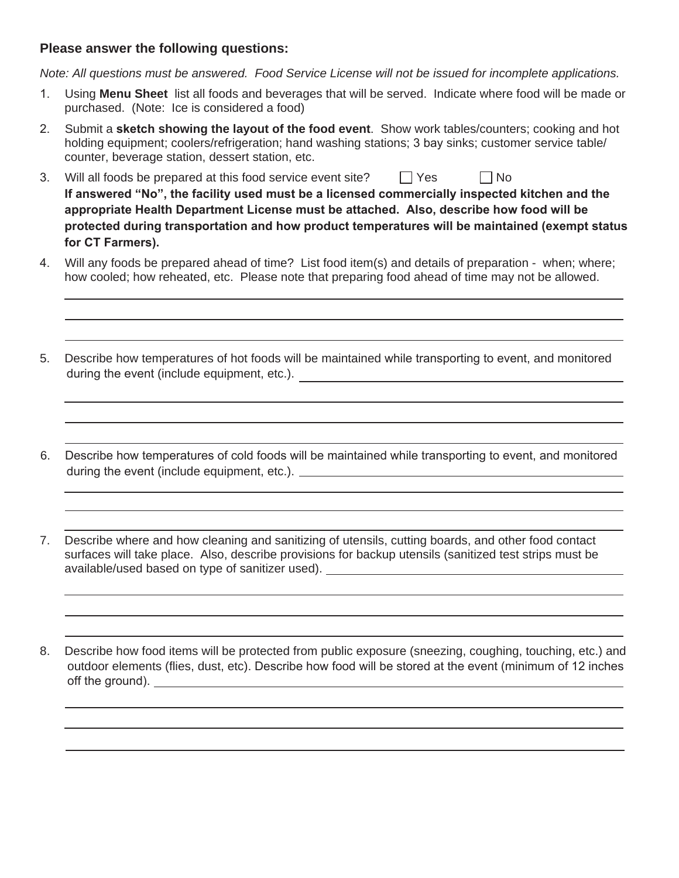### Please answer the following questions:

*Note: All questions must be answered. Food Service License will not be issued for incomplete applications.*

1. Using **Menu Sheet** list all foods and beverages that will be served. Indicate where food will be made or purchased. (Note: Ice is considered a food)

2. Submit a **sketch showing the layout of the food event**. Show work tables/counters; cooking and hot holding equipment; coolers/refrigeration; hand washing stations; 3 bay sinks; customer service table/ counter, beverage station, dessert station, etc.

3. Will all foods be prepared at this food service event site? ☐ Yes ☐ No
   **If answered "No", the facility used must be a licensed commercially inspected kitchen and the appropriate Health Department License must be attached. Also, describe how food will be protected during transportation and how product temperatures will be maintained (exempt status for CT Farmers).**

4. Will any foods be prepared ahead of time? List food item(s) and details of preparation - when; where; how cooled; how reheated, etc. Please note that preparing food ahead of time may not be allowed.

   ______________________________________________________________________

   ______________________________________________________________________

   ______________________________________________________________________

5. Describe how temperatures of hot foods will be maintained while transporting to event, and monitored during the event (include equipment, etc.). ______________________________

   ______________________________________________________________________

   ______________________________________________________________________

   ______________________________________________________________________

6. Describe how temperatures of cold foods will be maintained while transporting to event, and monitored during the event (include equipment, etc.). ______________________________

   ______________________________________________________________________

   ______________________________________________________________________

   ______________________________________________________________________

7. Describe where and how cleaning and sanitizing of utensils, cutting boards, and other food contact surfaces will take place. Also, describe provisions for backup utensils (sanitized test strips must be available/used based on type of sanitizer used). ______________________________

   ______________________________________________________________________

   ______________________________________________________________________

   ______________________________________________________________________

8. Describe how food items will be protected from public exposure (sneezing, coughing, touching, etc.) and outdoor elements (flies, dust, etc). Describe how food will be stored at the event (minimum of 12 inches off the ground). ______________________________

   ______________________________________________________________________

   ______________________________________________________________________

   ______________________________________________________________________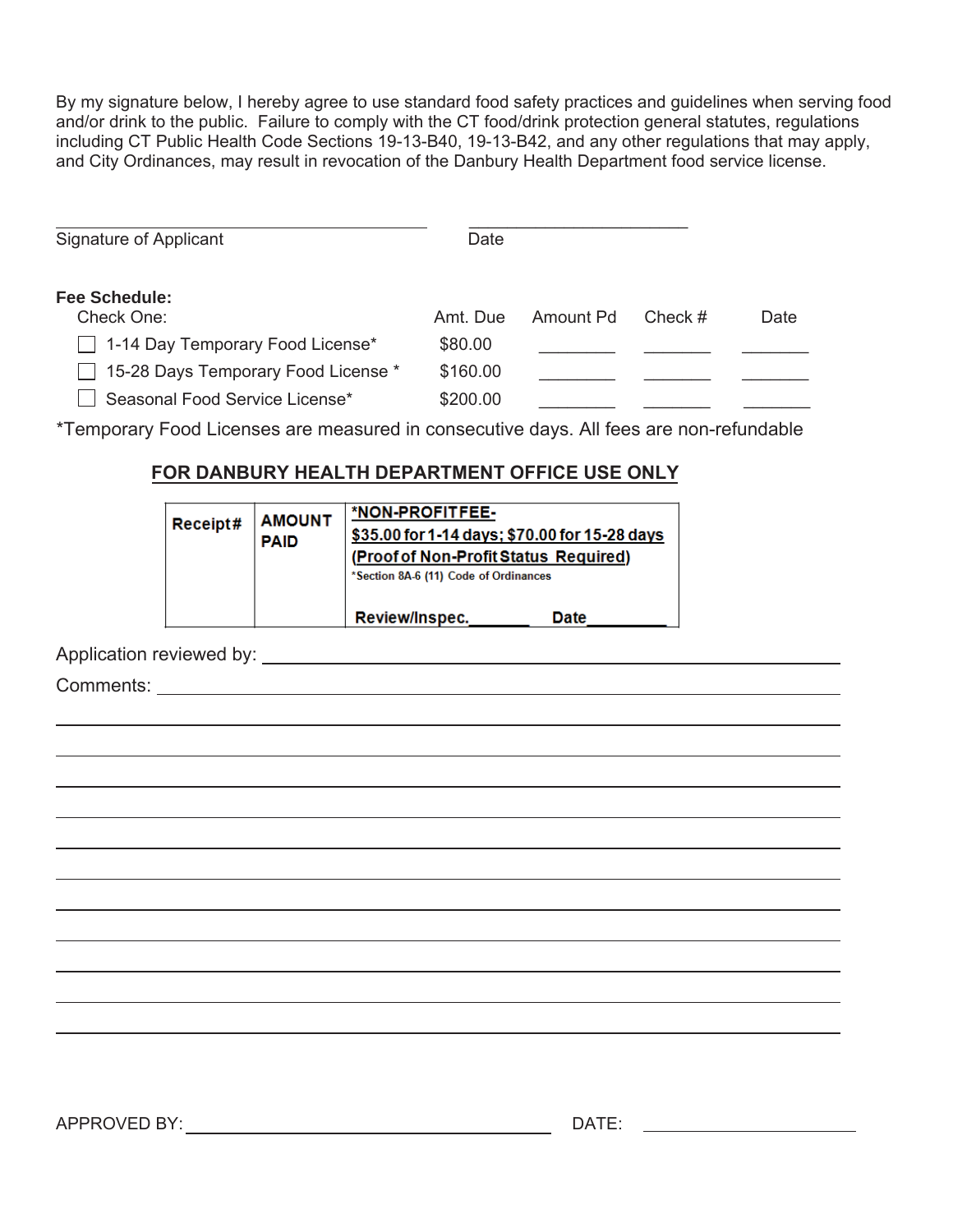By my signature below, I hereby agree to use standard food safety practices and guidelines when serving food and/or drink to the public. Failure to comply with the CT food/drink protection general statutes, regulations including CT Public Health Code Sections 19-13-B40, 19-13-B42, and any other regulations that may apply, and City Ordinances, may result in revocation of the Danbury Health Department food service license.

\_\_\_\_\_\_\_\_\_\_\_\_\_\_\_\_\_\_\_\_\_\_\_\_\_\_\_\_\_\_\_\_\_\_\_\_\_\_ \_\_\_\_\_\_\_\_\_\_\_\_\_\_\_\_\_\_\_\_\_\_\_\_

Signature of Applicant Date

**Fee Schedule:**

| Check One: | Amt. Due | Amount Pd | Check # | Date |
|---|---|---|---|---|
| ☐ 1-14 Day Temporary Food License* | $80.00 | ________ | _______ | _______ |
| ☐ 15-28 Days Temporary Food License * | $160.00 | ________ | _______ | _______ |
| ☐ Seasonal Food Service License* | $200.00 | ________ | _______ | _______ |

*Temporary Food Licenses are measured in consecutive days. All fees are non-refundable

## FOR DANBURY HEALTH DEPARTMENT OFFICE USE ONLY

| Receipt# | AMOUNT PAID | *NON-PROFIT FEE- $35.00 for 1-14 days; $70.00 for 15-28 days (Proof of Non-Profit Status Required) *Section 8A-6 (11) Code of Ordinances<br>Review/Inspec.______ Date________ |
|---|---|---|
| | | |

Application reviewed by: \_\_\_\_\_\_\_\_\_\_\_\_\_\_\_\_\_\_\_\_\_\_\_\_\_\_\_\_\_\_\_\_\_\_\_\_\_\_\_\_\_\_\_\_\_\_\_\_\_\_

Comments: \_\_\_\_\_\_\_\_\_\_\_\_\_\_\_\_\_\_\_\_\_\_\_\_\_\_\_\_\_\_\_\_\_\_\_\_\_\_\_\_\_\_\_\_\_\_\_\_\_\_\_\_\_\_\_\_\_

APPROVED BY: \_\_\_\_\_\_\_\_\_\_\_\_\_\_\_\_\_\_\_\_\_\_\_\_\_\_\_\_\_\_\_\_\_\_\_\_ DATE: \_\_\_\_\_\_\_\_\_\_\_\_\_\_\_\_\_\_\_\_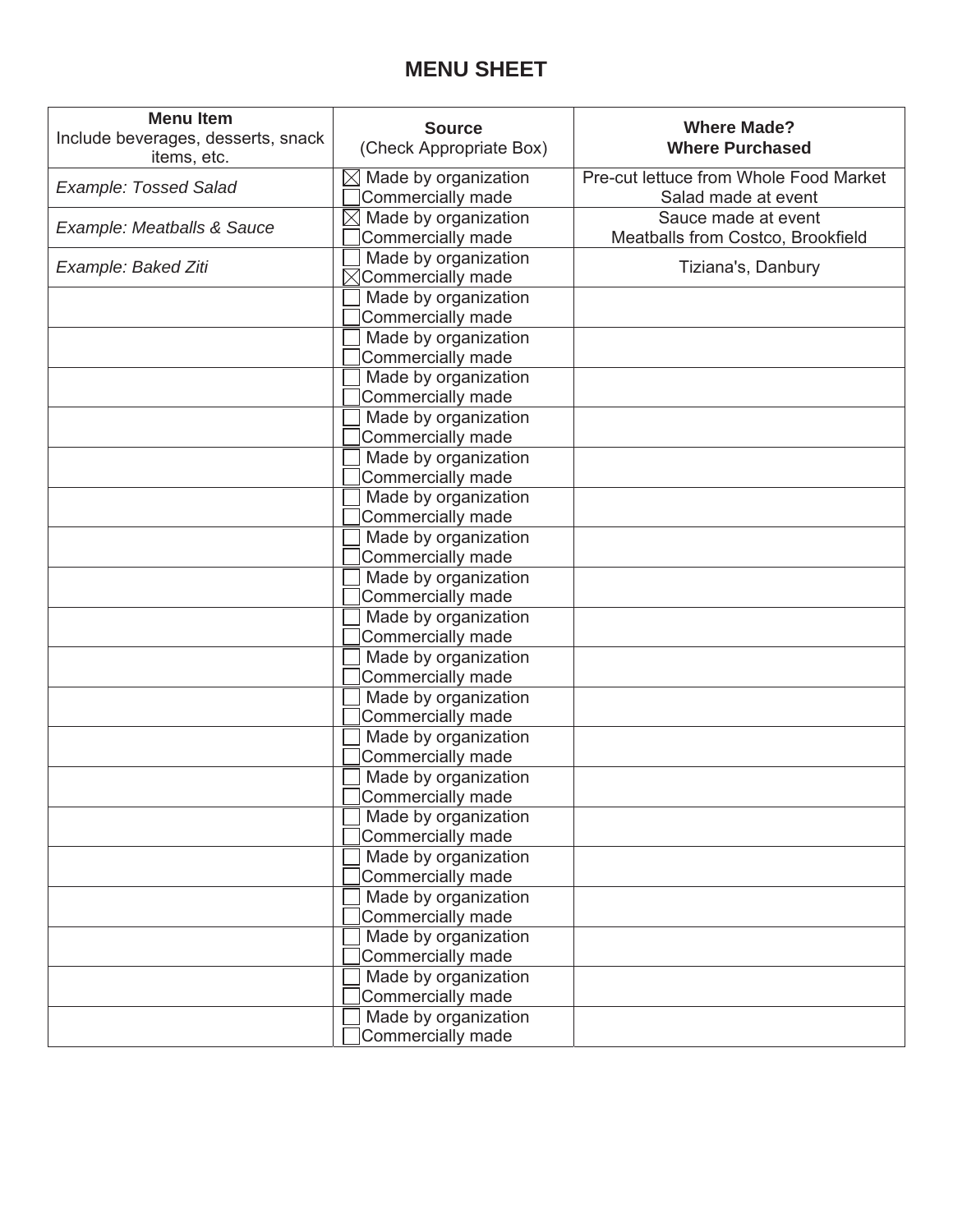# MENU SHEET

| **Menu Item** Include beverages, desserts, snack items, etc. | **Source** (Check Appropriate Box) | **Where Made? Where Purchased** |
|---|---|---|
| *Example: Tossed Salad* | ☒ Made by organization<br>☐ Commercially made | Pre-cut lettuce from Whole Food Market<br>Salad made at event |
| *Example: Meatballs & Sauce* | ☒ Made by organization<br>☐ Commercially made | Sauce made at event<br>Meatballs from Costco, Brookfield |
| *Example: Baked Ziti* | ☐ Made by organization<br>☒ Commercially made | Tiziana's, Danbury |
| | ☐ Made by organization<br>☐ Commercially made | |
| | ☐ Made by organization<br>☐ Commercially made | |
| | ☐ Made by organization<br>☐ Commercially made | |
| | ☐ Made by organization<br>☐ Commercially made | |
| | ☐ Made by organization<br>☐ Commercially made | |
| | ☐ Made by organization<br>☐ Commercially made | |
| | ☐ Made by organization<br>☐ Commercially made | |
| | ☐ Made by organization<br>☐ Commercially made | |
| | ☐ Made by organization<br>☐ Commercially made | |
| | ☐ Made by organization<br>☐ Commercially made | |
| | ☐ Made by organization<br>☐ Commercially made | |
| | ☐ Made by organization<br>☐ Commercially made | |
| | ☐ Made by organization<br>☐ Commercially made | |
| | ☐ Made by organization<br>☐ Commercially made | |
| | ☐ Made by organization<br>☐ Commercially made | |
| | ☐ Made by organization<br>☐ Commercially made | |
| | ☐ Made by organization<br>☐ Commercially made | |
| | ☐ Made by organization<br>☐ Commercially made | |
| | ☐ Made by organization<br>☐ Commercially made | |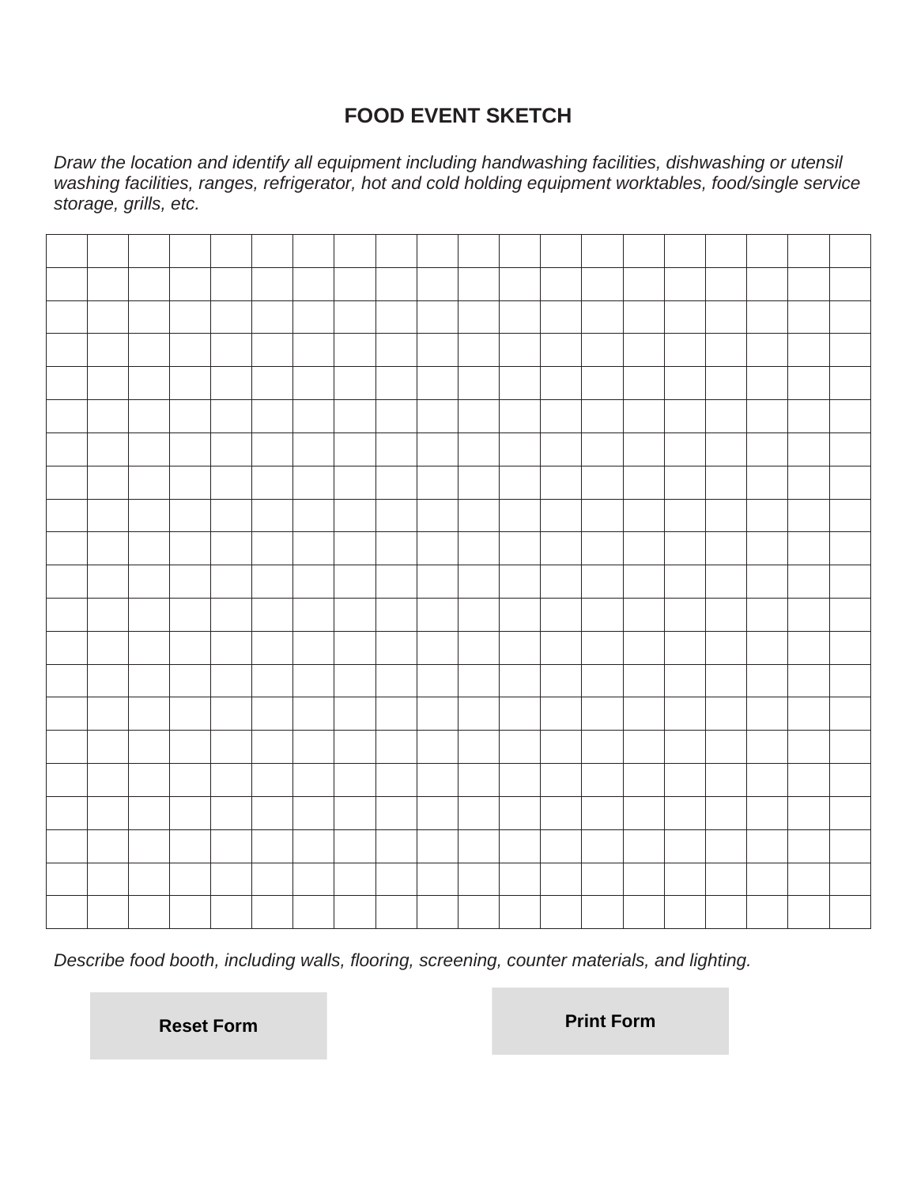# FOOD EVENT SKETCH

*Draw the location and identify all equipment including handwashing facilities, dishwashing or utensil washing facilities, ranges, refrigerator, hot and cold holding equipment worktables, food/single service storage, grills, etc.*

*Describe food booth, including walls, flooring, screening, counter materials, and lighting.*

**Reset Form** **Print Form**